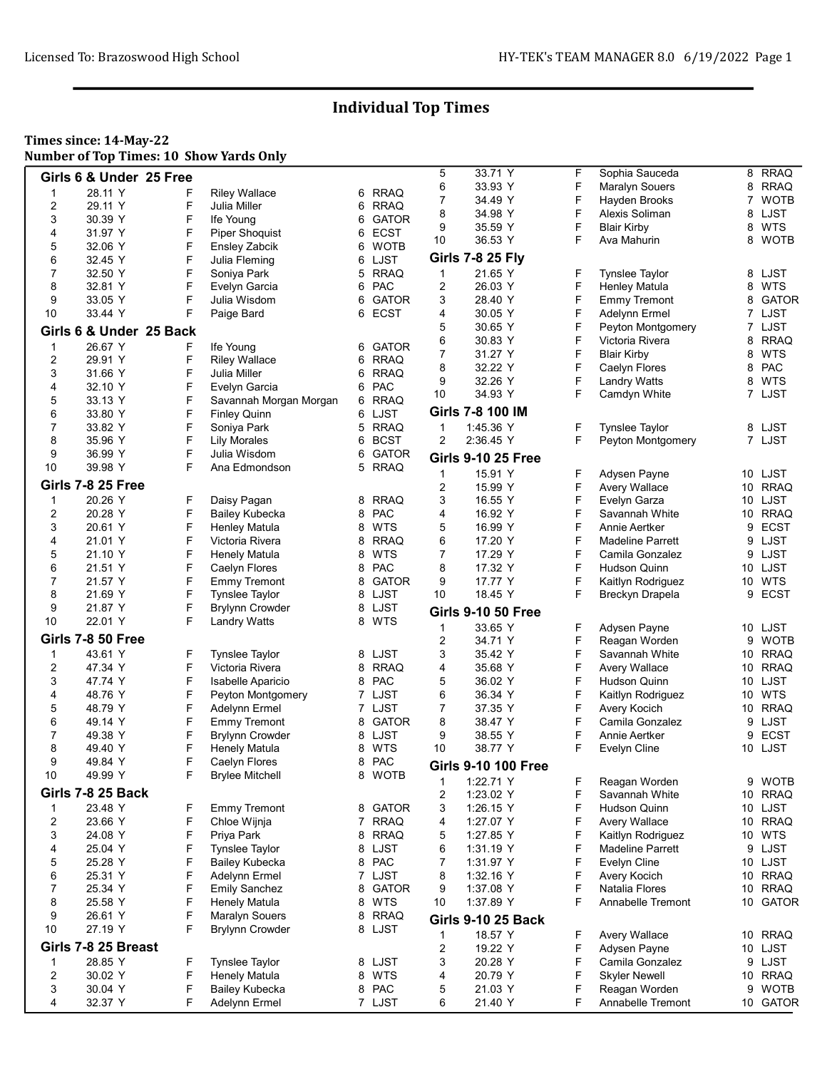# Individual Top Times

**Times since: 14-May-22**
**Number of Top Times: 10 Show Yards Only**

### Girls 6 & Under 25 Free

| | | | | | |
|---|---|---|---|---|---|
| 1 | 28.11 Y | F | Riley Wallace | 6 | RRAQ |
| 2 | 29.11 Y | F | Julia Miller | 6 | RRAQ |
| 3 | 30.39 Y | F | Ife Young | 6 | GATOR |
| 4 | 31.97 Y | F | Piper Shoquist | 6 | ECST |
| 5 | 32.06 Y | F | Ensley Zabcik | 6 | WOTB |
| 6 | 32.45 Y | F | Julia Fleming | 6 | LJST |
| 7 | 32.50 Y | F | Soniya Park | 5 | RRAQ |
| 8 | 32.81 Y | F | Evelyn Garcia | 6 | PAC |
| 9 | 33.05 Y | F | Julia Wisdom | 6 | GATOR |
| 10 | 33.44 Y | F | Paige Bard | 6 | ECST |

### Girls 6 & Under 25 Back

| | | | | | |
|---|---|---|---|---|---|
| 1 | 26.67 Y | F | Ife Young | 6 | GATOR |
| 2 | 29.91 Y | F | Riley Wallace | 6 | RRAQ |
| 3 | 31.66 Y | F | Julia Miller | 6 | RRAQ |
| 4 | 32.10 Y | F | Evelyn Garcia | 6 | PAC |
| 5 | 33.13 Y | F | Savannah Morgan Morgan | 6 | RRAQ |
| 6 | 33.80 Y | F | Finley Quinn | 6 | LJST |
| 7 | 33.82 Y | F | Soniya Park | 5 | RRAQ |
| 8 | 35.96 Y | F | Lily Morales | 6 | BCST |
| 9 | 36.99 Y | F | Julia Wisdom | 6 | GATOR |
| 10 | 39.98 Y | F | Ana Edmondson | 5 | RRAQ |

### Girls 7-8 25 Free

| | | | | | |
|---|---|---|---|---|---|
| 1 | 20.26 Y | F | Daisy Pagan | 8 | RRAQ |
| 2 | 20.28 Y | F | Bailey Kubecka | 8 | PAC |
| 3 | 20.61 Y | F | Henley Matula | 8 | WTS |
| 4 | 21.01 Y | F | Victoria Rivera | 8 | RRAQ |
| 5 | 21.10 Y | F | Henely Matula | 8 | WTS |
| 6 | 21.51 Y | F | Caelyn Flores | 8 | PAC |
| 7 | 21.57 Y | F | Emmy Tremont | 8 | GATOR |
| 8 | 21.69 Y | F | Tynslee Taylor | 8 | LJST |
| 9 | 21.87 Y | F | Brylynn Crowder | 8 | LJST |
| 10 | 22.01 Y | F | Landry Watts | 8 | WTS |

### Girls 7-8 50 Free

| | | | | | |
|---|---|---|---|---|---|
| 1 | 43.61 Y | F | Tynslee Taylor | 8 | LJST |
| 2 | 47.34 Y | F | Victoria Rivera | 8 | RRAQ |
| 3 | 47.74 Y | F | Isabelle Aparicio | 8 | PAC |
| 4 | 48.76 Y | F | Peyton Montgomery | 7 | LJST |
| 5 | 48.79 Y | F | Adelynn Ermel | 7 | LJST |
| 6 | 49.14 Y | F | Emmy Tremont | 8 | GATOR |
| 7 | 49.38 Y | F | Brylynn Crowder | 8 | LJST |
| 8 | 49.40 Y | F | Henely Matula | 8 | WTS |
| 9 | 49.84 Y | F | Caelyn Flores | 8 | PAC |
| 10 | 49.99 Y | F | Brylee Mitchell | 8 | WOTB |

### Girls 7-8 25 Back

| | | | | | |
|---|---|---|---|---|---|
| 1 | 23.48 Y | F | Emmy Tremont | 8 | GATOR |
| 2 | 23.66 Y | F | Chloe Wijnja | 7 | RRAQ |
| 3 | 24.08 Y | F | Priya Park | 8 | RRAQ |
| 4 | 25.04 Y | F | Tynslee Taylor | 8 | LJST |
| 5 | 25.28 Y | F | Bailey Kubecka | 8 | PAC |
| 6 | 25.31 Y | F | Adelynn Ermel | 7 | LJST |
| 7 | 25.34 Y | F | Emily Sanchez | 8 | GATOR |
| 8 | 25.58 Y | F | Henely Matula | 8 | WTS |
| 9 | 26.61 Y | F | Maralyn Souers | 8 | RRAQ |
| 10 | 27.19 Y | F | Brylynn Crowder | 8 | LJST |

### Girls 7-8 25 Breast

| | | | | | |
|---|---|---|---|---|---|
| 1 | 28.85 Y | F | Tynslee Taylor | 8 | LJST |
| 2 | 30.02 Y | F | Henely Matula | 8 | WTS |
| 3 | 30.04 Y | F | Bailey Kubecka | 8 | PAC |
| 4 | 32.37 Y | F | Adelynn Ermel | 7 | LJST |
| 5 | 33.71 Y | F | Sophia Sauceda | 8 | RRAQ |
| 6 | 33.93 Y | F | Maralyn Souers | 8 | RRAQ |
| 7 | 34.49 Y | F | Hayden Brooks | 7 | WOTB |
| 8 | 34.98 Y | F | Alexis Soliman | 8 | LJST |
| 9 | 35.59 Y | F | Blair Kirby | 8 | WTS |
| 10 | 36.53 Y | F | Ava Mahurin | 8 | WOTB |

### Girls 7-8 25 Fly

| | | | | | |
|---|---|---|---|---|---|
| 1 | 21.65 Y | F | Tynslee Taylor | 8 | LJST |
| 2 | 26.03 Y | F | Henley Matula | 8 | WTS |
| 3 | 28.40 Y | F | Emmy Tremont | 8 | GATOR |
| 4 | 30.05 Y | F | Adelynn Ermel | 7 | LJST |
| 5 | 30.65 Y | F | Peyton Montgomery | 7 | LJST |
| 6 | 30.83 Y | F | Victoria Rivera | 8 | RRAQ |
| 7 | 31.27 Y | F | Blair Kirby | 8 | WTS |
| 8 | 32.22 Y | F | Caelyn Flores | 8 | PAC |
| 9 | 32.26 Y | F | Landry Watts | 8 | WTS |
| 10 | 34.93 Y | F | Camdyn White | 7 | LJST |

### Girls 7-8 100 IM

| | | | | | |
|---|---|---|---|---|---|
| 1 | 1:45.36 Y | F | Tynslee Taylor | 8 | LJST |
| 2 | 2:36.45 Y | F | Peyton Montgomery | 7 | LJST |

### Girls 9-10 25 Free

| | | | | | |
|---|---|---|---|---|---|
| 1 | 15.91 Y | F | Adysen Payne | 10 | LJST |
| 2 | 15.99 Y | F | Avery Wallace | 10 | RRAQ |
| 3 | 16.55 Y | F | Evelyn Garza | 10 | LJST |
| 4 | 16.92 Y | F | Savannah White | 10 | RRAQ |
| 5 | 16.99 Y | F | Annie Aertker | 9 | ECST |
| 6 | 17.20 Y | F | Madeline Parrett | 9 | LJST |
| 7 | 17.29 Y | F | Camila Gonzalez | 9 | LJST |
| 8 | 17.32 Y | F | Hudson Quinn | 10 | LJST |
| 9 | 17.77 Y | F | Kaitlyn Rodriguez | 10 | WTS |
| 10 | 18.45 Y | F | Breckyn Drapela | 9 | ECST |

### Girls 9-10 50 Free

| | | | | | |
|---|---|---|---|---|---|
| 1 | 33.65 Y | F | Adysen Payne | 10 | LJST |
| 2 | 34.71 Y | F | Reagan Worden | 9 | WOTB |
| 3 | 35.42 Y | F | Savannah White | 10 | RRAQ |
| 4 | 35.68 Y | F | Avery Wallace | 10 | RRAQ |
| 5 | 36.02 Y | F | Hudson Quinn | 10 | LJST |
| 6 | 36.34 Y | F | Kaitlyn Rodriguez | 10 | WTS |
| 7 | 37.35 Y | F | Avery Kocich | 10 | RRAQ |
| 8 | 38.47 Y | F | Camila Gonzalez | 9 | LJST |
| 9 | 38.55 Y | F | Annie Aertker | 9 | ECST |
| 10 | 38.77 Y | F | Evelyn Cline | 10 | LJST |

### Girls 9-10 100 Free

| | | | | | |
|---|---|---|---|---|---|
| 1 | 1:22.71 Y | F | Reagan Worden | 9 | WOTB |
| 2 | 1:23.02 Y | F | Savannah White | 10 | RRAQ |
| 3 | 1:26.15 Y | F | Hudson Quinn | 10 | LJST |
| 4 | 1:27.07 Y | F | Avery Wallace | 10 | RRAQ |
| 5 | 1:27.85 Y | F | Kaitlyn Rodriguez | 10 | WTS |
| 6 | 1:31.19 Y | F | Madeline Parrett | 9 | LJST |
| 7 | 1:31.97 Y | F | Evelyn Cline | 10 | LJST |
| 8 | 1:32.16 Y | F | Avery Kocich | 10 | RRAQ |
| 9 | 1:37.08 Y | F | Natalia Flores | 10 | RRAQ |
| 10 | 1:37.89 Y | F | Annabelle Tremont | 10 | GATOR |

### Girls 9-10 25 Back

| | | | | | |
|---|---|---|---|---|---|
| 1 | 18.57 Y | F | Avery Wallace | 10 | RRAQ |
| 2 | 19.22 Y | F | Adysen Payne | 10 | LJST |
| 3 | 20.28 Y | F | Camila Gonzalez | 9 | LJST |
| 4 | 20.79 Y | F | Skyler Newell | 10 | RRAQ |
| 5 | 21.03 Y | F | Reagan Worden | 9 | WOTB |
| 6 | 21.40 Y | F | Annabelle Tremont | 10 | GATOR |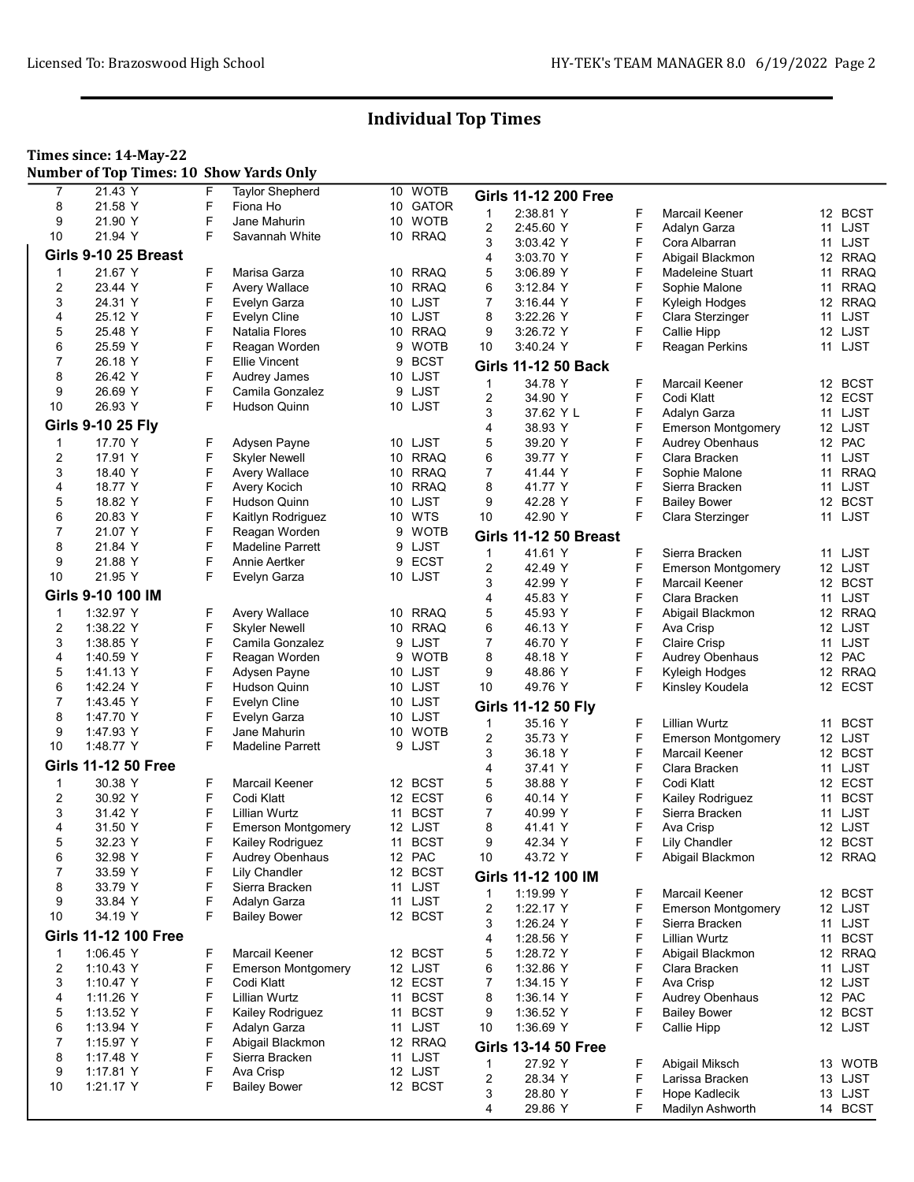## Individual Top Times

**Times since: 14-May-22**
**Number of Top Times: 10 Show Yards Only**

| | | | | | |
|---|---|---|---|---|---|
| 7 | 21.43 Y | F | Taylor Shepherd | 10 | WOTB |
| 8 | 21.58 Y | F | Fiona Ho | 10 | GATOR |
| 9 | 21.90 Y | F | Jane Mahurin | 10 | WOTB |
| 10 | 21.94 Y | F | Savannah White | 10 | RRAQ |

### Girls 9-10 25 Breast

| | | | | | |
|---|---|---|---|---|---|
| 1 | 21.67 Y | F | Marisa Garza | 10 | RRAQ |
| 2 | 23.44 Y | F | Avery Wallace | 10 | RRAQ |
| 3 | 24.31 Y | F | Evelyn Garza | 10 | LJST |
| 4 | 25.12 Y | F | Evelyn Cline | 10 | LJST |
| 5 | 25.48 Y | F | Natalia Flores | 10 | RRAQ |
| 6 | 25.59 Y | F | Reagan Worden | 9 | WOTB |
| 7 | 26.18 Y | F | Ellie Vincent | 9 | BCST |
| 8 | 26.42 Y | F | Audrey James | 10 | LJST |
| 9 | 26.69 Y | F | Camila Gonzalez | 9 | LJST |
| 10 | 26.93 Y | F | Hudson Quinn | 10 | LJST |

### Girls 9-10 25 Fly

| | | | | | |
|---|---|---|---|---|---|
| 1 | 17.70 Y | F | Adysen Payne | 10 | LJST |
| 2 | 17.91 Y | F | Skyler Newell | 10 | RRAQ |
| 3 | 18.40 Y | F | Avery Wallace | 10 | RRAQ |
| 4 | 18.77 Y | F | Avery Kocich | 10 | RRAQ |
| 5 | 18.82 Y | F | Hudson Quinn | 10 | LJST |
| 6 | 20.83 Y | F | Kaitlyn Rodriguez | 10 | WTS |
| 7 | 21.07 Y | F | Reagan Worden | 9 | WOTB |
| 8 | 21.84 Y | F | Madeline Parrett | 9 | LJST |
| 9 | 21.88 Y | F | Annie Aertker | 9 | ECST |
| 10 | 21.95 Y | F | Evelyn Garza | 10 | LJST |

### Girls 9-10 100 IM

| | | | | | |
|---|---|---|---|---|---|
| 1 | 1:32.97 Y | F | Avery Wallace | 10 | RRAQ |
| 2 | 1:38.22 Y | F | Skyler Newell | 10 | RRAQ |
| 3 | 1:38.85 Y | F | Camila Gonzalez | 9 | LJST |
| 4 | 1:40.59 Y | F | Reagan Worden | 9 | WOTB |
| 5 | 1:41.13 Y | F | Adysen Payne | 10 | LJST |
| 6 | 1:42.24 Y | F | Hudson Quinn | 10 | LJST |
| 7 | 1:43.45 Y | F | Evelyn Cline | 10 | LJST |
| 8 | 1:47.70 Y | F | Evelyn Garza | 10 | LJST |
| 9 | 1:47.93 Y | F | Jane Mahurin | 10 | WOTB |
| 10 | 1:48.77 Y | F | Madeline Parrett | 9 | LJST |

### Girls 11-12 50 Free

| | | | | | |
|---|---|---|---|---|---|
| 1 | 30.38 Y | F | Marcail Keener | 12 | BCST |
| 2 | 30.92 Y | F | Codi Klatt | 12 | ECST |
| 3 | 31.42 Y | F | Lillian Wurtz | 11 | BCST |
| 4 | 31.50 Y | F | Emerson Montgomery | 12 | LJST |
| 5 | 32.23 Y | F | Kailey Rodriguez | 11 | BCST |
| 6 | 32.98 Y | F | Audrey Obenhaus | 12 | PAC |
| 7 | 33.59 Y | F | Lily Chandler | 12 | BCST |
| 8 | 33.79 Y | F | Sierra Bracken | 11 | LJST |
| 9 | 33.84 Y | F | Adalyn Garza | 11 | LJST |
| 10 | 34.19 Y | F | Bailey Bower | 12 | BCST |

### Girls 11-12 100 Free

| | | | | | |
|---|---|---|---|---|---|
| 1 | 1:06.45 Y | F | Marcail Keener | 12 | BCST |
| 2 | 1:10.43 Y | F | Emerson Montgomery | 12 | LJST |
| 3 | 1:10.47 Y | F | Codi Klatt | 12 | ECST |
| 4 | 1:11.26 Y | F | Lillian Wurtz | 11 | BCST |
| 5 | 1:13.52 Y | F | Kailey Rodriguez | 11 | BCST |
| 6 | 1:13.94 Y | F | Adalyn Garza | 11 | LJST |
| 7 | 1:15.97 Y | F | Abigail Blackmon | 12 | RRAQ |
| 8 | 1:17.48 Y | F | Sierra Bracken | 11 | LJST |
| 9 | 1:17.81 Y | F | Ava Crisp | 12 | LJST |
| 10 | 1:21.17 Y | F | Bailey Bower | 12 | BCST |

### Girls 11-12 200 Free

| | | | | | |
|---|---|---|---|---|---|
| 1 | 2:38.81 Y | F | Marcail Keener | 12 | BCST |
| 2 | 2:45.60 Y | F | Adalyn Garza | 11 | LJST |
| 3 | 3:03.42 Y | F | Cora Albarran | 11 | LJST |
| 4 | 3:03.70 Y | F | Abigail Blackmon | 12 | RRAQ |
| 5 | 3:06.89 Y | F | Madeleine Stuart | 11 | RRAQ |
| 6 | 3:12.84 Y | F | Sophie Malone | 11 | RRAQ |
| 7 | 3:16.44 Y | F | Kyleigh Hodges | 12 | RRAQ |
| 8 | 3:22.26 Y | F | Clara Sterzinger | 11 | LJST |
| 9 | 3:26.72 Y | F | Callie Hipp | 12 | LJST |
| 10 | 3:40.24 Y | F | Reagan Perkins | 11 | LJST |

### Girls 11-12 50 Back

| | | | | | |
|---|---|---|---|---|---|
| 1 | 34.78 Y | F | Marcail Keener | 12 | BCST |
| 2 | 34.90 Y | F | Codi Klatt | 12 | ECST |
| 3 | 37.62 Y L | F | Adalyn Garza | 11 | LJST |
| 4 | 38.93 Y | F | Emerson Montgomery | 12 | LJST |
| 5 | 39.20 Y | F | Audrey Obenhaus | 12 | PAC |
| 6 | 39.77 Y | F | Clara Bracken | 11 | LJST |
| 7 | 41.44 Y | F | Sophie Malone | 11 | RRAQ |
| 8 | 41.77 Y | F | Sierra Bracken | 11 | LJST |
| 9 | 42.28 Y | F | Bailey Bower | 12 | BCST |
| 10 | 42.90 Y | F | Clara Sterzinger | 11 | LJST |

### Girls 11-12 50 Breast

| | | | | | |
|---|---|---|---|---|---|
| 1 | 41.61 Y | F | Sierra Bracken | 11 | LJST |
| 2 | 42.49 Y | F | Emerson Montgomery | 12 | LJST |
| 3 | 42.99 Y | F | Marcail Keener | 12 | BCST |
| 4 | 45.83 Y | F | Clara Bracken | 11 | LJST |
| 5 | 45.93 Y | F | Abigail Blackmon | 12 | RRAQ |
| 6 | 46.13 Y | F | Ava Crisp | 12 | LJST |
| 7 | 46.70 Y | F | Claire Crisp | 11 | LJST |
| 8 | 48.18 Y | F | Audrey Obenhaus | 12 | PAC |
| 9 | 48.86 Y | F | Kyleigh Hodges | 12 | RRAQ |
| 10 | 49.76 Y | F | Kinsley Koudela | 12 | ECST |

### Girls 11-12 50 Fly

| | | | | | |
|---|---|---|---|---|---|
| 1 | 35.16 Y | F | Lillian Wurtz | 11 | BCST |
| 2 | 35.73 Y | F | Emerson Montgomery | 12 | LJST |
| 3 | 36.18 Y | F | Marcail Keener | 12 | BCST |
| 4 | 37.41 Y | F | Clara Bracken | 11 | LJST |
| 5 | 38.88 Y | F | Codi Klatt | 12 | ECST |
| 6 | 40.14 Y | F | Kailey Rodriguez | 11 | BCST |
| 7 | 40.99 Y | F | Sierra Bracken | 11 | LJST |
| 8 | 41.41 Y | F | Ava Crisp | 12 | LJST |
| 9 | 42.34 Y | F | Lily Chandler | 12 | BCST |
| 10 | 43.72 Y | F | Abigail Blackmon | 12 | RRAQ |

### Girls 11-12 100 IM

| | | | | | |
|---|---|---|---|---|---|
| 1 | 1:19.99 Y | F | Marcail Keener | 12 | BCST |
| 2 | 1:22.17 Y | F | Emerson Montgomery | 12 | LJST |
| 3 | 1:26.24 Y | F | Sierra Bracken | 11 | LJST |
| 4 | 1:28.56 Y | F | Lillian Wurtz | 11 | BCST |
| 5 | 1:28.72 Y | F | Abigail Blackmon | 12 | RRAQ |
| 6 | 1:32.86 Y | F | Clara Bracken | 11 | LJST |
| 7 | 1:34.15 Y | F | Ava Crisp | 12 | LJST |
| 8 | 1:36.14 Y | F | Audrey Obenhaus | 12 | PAC |
| 9 | 1:36.52 Y | F | Bailey Bower | 12 | BCST |
| 10 | 1:36.69 Y | F | Callie Hipp | 12 | LJST |

### Girls 13-14 50 Free

| | | | | | |
|---|---|---|---|---|---|
| 1 | 27.92 Y | F | Abigail Miksch | 13 | WOTB |
| 2 | 28.34 Y | F | Larissa Bracken | 13 | LJST |
| 3 | 28.80 Y | F | Hope Kadlecik | 13 | LJST |
| 4 | 29.86 Y | F | Madilyn Ashworth | 14 | BCST |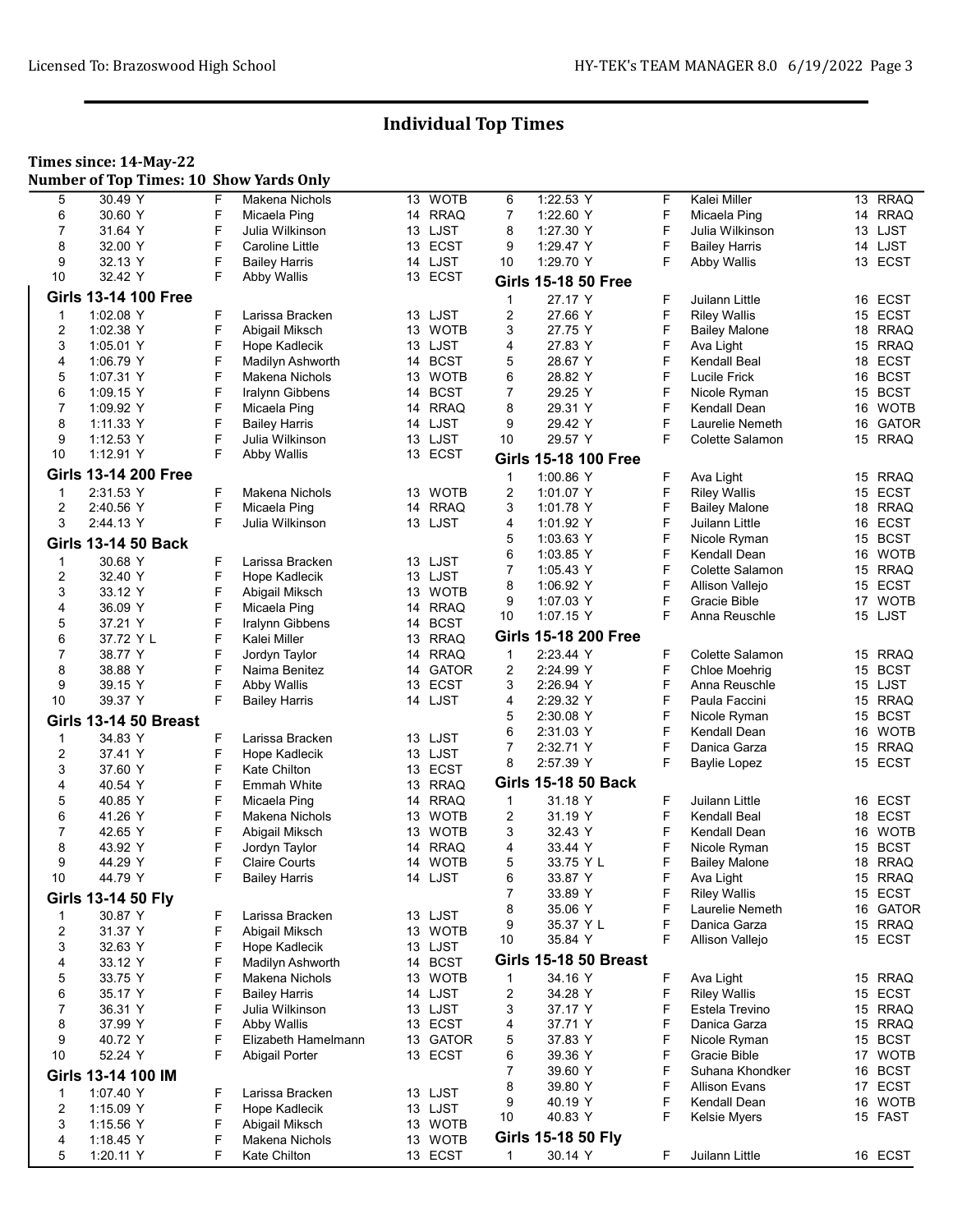## Individual Top Times

**Times since: 14-May-22**
**Number of Top Times: 10 Show Yards Only**

| | | | | | |
|---|---|---|---|---|---|
| 5 | 30.49 Y | F | Makena Nichols | 13 | WOTB |
| 6 | 30.60 Y | F | Micaela Ping | 14 | RRAQ |
| 7 | 31.64 Y | F | Julia Wilkinson | 13 | LJST |
| 8 | 32.00 Y | F | Caroline Little | 13 | ECST |
| 9 | 32.13 Y | F | Bailey Harris | 14 | LJST |
| 10 | 32.42 Y | F | Abby Wallis | 13 | ECST |

### Girls 13-14 100 Free

| | | | | | |
|---|---|---|---|---|---|
| 1 | 1:02.08 Y | F | Larissa Bracken | 13 | LJST |
| 2 | 1:02.38 Y | F | Abigail Miksch | 13 | WOTB |
| 3 | 1:05.01 Y | F | Hope Kadlecik | 13 | LJST |
| 4 | 1:06.79 Y | F | Madilyn Ashworth | 14 | BCST |
| 5 | 1:07.31 Y | F | Makena Nichols | 13 | WOTB |
| 6 | 1:09.15 Y | F | Iralynn Gibbens | 14 | BCST |
| 7 | 1:09.92 Y | F | Micaela Ping | 14 | RRAQ |
| 8 | 1:11.33 Y | F | Bailey Harris | 14 | LJST |
| 9 | 1:12.53 Y | F | Julia Wilkinson | 13 | LJST |
| 10 | 1:12.91 Y | F | Abby Wallis | 13 | ECST |

### Girls 13-14 200 Free

| | | | | | |
|---|---|---|---|---|---|
| 1 | 2:31.53 Y | F | Makena Nichols | 13 | WOTB |
| 2 | 2:40.56 Y | F | Micaela Ping | 14 | RRAQ |
| 3 | 2:44.13 Y | F | Julia Wilkinson | 13 | LJST |

### Girls 13-14 50 Back

| | | | | | |
|---|---|---|---|---|---|
| 1 | 30.68 Y | F | Larissa Bracken | 13 | LJST |
| 2 | 32.40 Y | F | Hope Kadlecik | 13 | LJST |
| 3 | 33.12 Y | F | Abigail Miksch | 13 | WOTB |
| 4 | 36.09 Y | F | Micaela Ping | 14 | RRAQ |
| 5 | 37.21 Y | F | Iralynn Gibbens | 14 | BCST |
| 6 | 37.72 Y L | F | Kalei Miller | 13 | RRAQ |
| 7 | 38.77 Y | F | Jordyn Taylor | 14 | RRAQ |
| 8 | 38.88 Y | F | Naima Benitez | 14 | GATOR |
| 9 | 39.15 Y | F | Abby Wallis | 13 | ECST |
| 10 | 39.37 Y | F | Bailey Harris | 14 | LJST |

### Girls 13-14 50 Breast

| | | | | | |
|---|---|---|---|---|---|
| 1 | 34.83 Y | F | Larissa Bracken | 13 | LJST |
| 2 | 37.41 Y | F | Hope Kadlecik | 13 | LJST |
| 3 | 37.60 Y | F | Kate Chilton | 13 | ECST |
| 4 | 40.54 Y | F | Emmah White | 13 | RRAQ |
| 5 | 40.85 Y | F | Micaela Ping | 14 | RRAQ |
| 6 | 41.26 Y | F | Makena Nichols | 13 | WOTB |
| 7 | 42.65 Y | F | Abigail Miksch | 13 | WOTB |
| 8 | 43.92 Y | F | Jordyn Taylor | 14 | RRAQ |
| 9 | 44.29 Y | F | Claire Courts | 14 | WOTB |
| 10 | 44.79 Y | F | Bailey Harris | 14 | LJST |

### Girls 13-14 50 Fly

| | | | | | |
|---|---|---|---|---|---|
| 1 | 30.87 Y | F | Larissa Bracken | 13 | LJST |
| 2 | 31.37 Y | F | Abigail Miksch | 13 | WOTB |
| 3 | 32.63 Y | F | Hope Kadlecik | 13 | LJST |
| 4 | 33.12 Y | F | Madilyn Ashworth | 14 | BCST |
| 5 | 33.75 Y | F | Makena Nichols | 13 | WOTB |
| 6 | 35.17 Y | F | Bailey Harris | 14 | LJST |
| 7 | 36.31 Y | F | Julia Wilkinson | 13 | LJST |
| 8 | 37.99 Y | F | Abby Wallis | 13 | ECST |
| 9 | 40.72 Y | F | Elizabeth Hamelmann | 13 | GATOR |
| 10 | 52.24 Y | F | Abigail Porter | 13 | ECST |

### Girls 13-14 100 IM

| | | | | | |
|---|---|---|---|---|---|
| 1 | 1:07.40 Y | F | Larissa Bracken | 13 | LJST |
| 2 | 1:15.09 Y | F | Hope Kadlecik | 13 | LJST |
| 3 | 1:15.56 Y | F | Abigail Miksch | 13 | WOTB |
| 4 | 1:18.45 Y | F | Makena Nichols | 13 | WOTB |
| 5 | 1:20.11 Y | F | Kate Chilton | 13 | ECST |
| 6 | 1:22.53 Y | F | Kalei Miller | 13 | RRAQ |
| 7 | 1:22.60 Y | F | Micaela Ping | 14 | RRAQ |
| 8 | 1:27.30 Y | F | Julia Wilkinson | 13 | LJST |
| 9 | 1:29.47 Y | F | Bailey Harris | 14 | LJST |
| 10 | 1:29.70 Y | F | Abby Wallis | 13 | ECST |

### Girls 15-18 50 Free

| | | | | | |
|---|---|---|---|---|---|
| 1 | 27.17 Y | F | Juilann Little | 16 | ECST |
| 2 | 27.66 Y | F | Riley Wallis | 15 | ECST |
| 3 | 27.75 Y | F | Bailey Malone | 18 | RRAQ |
| 4 | 27.83 Y | F | Ava Light | 15 | RRAQ |
| 5 | 28.67 Y | F | Kendall Beal | 18 | ECST |
| 6 | 28.82 Y | F | Lucile Frick | 16 | BCST |
| 7 | 29.25 Y | F | Nicole Ryman | 15 | BCST |
| 8 | 29.31 Y | F | Kendall Dean | 16 | WOTB |
| 9 | 29.42 Y | F | Laurelie Nemeth | 16 | GATOR |
| 10 | 29.57 Y | F | Colette Salamon | 15 | RRAQ |

### Girls 15-18 100 Free

| | | | | | |
|---|---|---|---|---|---|
| 1 | 1:00.86 Y | F | Ava Light | 15 | RRAQ |
| 2 | 1:01.07 Y | F | Riley Wallis | 15 | ECST |
| 3 | 1:01.78 Y | F | Bailey Malone | 18 | RRAQ |
| 4 | 1:01.92 Y | F | Juilann Little | 16 | ECST |
| 5 | 1:03.63 Y | F | Nicole Ryman | 15 | BCST |
| 6 | 1:03.85 Y | F | Kendall Dean | 16 | WOTB |
| 7 | 1:05.43 Y | F | Colette Salamon | 15 | RRAQ |
| 8 | 1:06.92 Y | F | Allison Vallejo | 15 | ECST |
| 9 | 1:07.03 Y | F | Gracie Bible | 17 | WOTB |
| 10 | 1:07.15 Y | F | Anna Reuschle | 15 | LJST |

### Girls 15-18 200 Free

| | | | | | |
|---|---|---|---|---|---|
| 1 | 2:23.44 Y | F | Colette Salamon | 15 | RRAQ |
| 2 | 2:24.99 Y | F | Chloe Moehrig | 15 | BCST |
| 3 | 2:26.94 Y | F | Anna Reuschle | 15 | LJST |
| 4 | 2:29.32 Y | F | Paula Faccini | 15 | RRAQ |
| 5 | 2:30.08 Y | F | Nicole Ryman | 15 | BCST |
| 6 | 2:31.03 Y | F | Kendall Dean | 16 | WOTB |
| 7 | 2:32.71 Y | F | Danica Garza | 15 | RRAQ |
| 8 | 2:57.39 Y | F | Baylie Lopez | 15 | ECST |

### Girls 15-18 50 Back

| | | | | | |
|---|---|---|---|---|---|
| 1 | 31.18 Y | F | Juilann Little | 16 | ECST |
| 2 | 31.19 Y | F | Kendall Beal | 18 | ECST |
| 3 | 32.43 Y | F | Kendall Dean | 16 | WOTB |
| 4 | 33.44 Y | F | Nicole Ryman | 15 | BCST |
| 5 | 33.75 Y L | F | Bailey Malone | 18 | RRAQ |
| 6 | 33.87 Y | F | Ava Light | 15 | RRAQ |
| 7 | 33.89 Y | F | Riley Wallis | 15 | ECST |
| 8 | 35.06 Y | F | Laurelie Nemeth | 16 | GATOR |
| 9 | 35.37 Y L | F | Danica Garza | 15 | RRAQ |
| 10 | 35.84 Y | F | Allison Vallejo | 15 | ECST |

### Girls 15-18 50 Breast

| | | | | | |
|---|---|---|---|---|---|
| 1 | 34.16 Y | F | Ava Light | 15 | RRAQ |
| 2 | 34.28 Y | F | Riley Wallis | 15 | ECST |
| 3 | 37.17 Y | F | Estela Trevino | 15 | RRAQ |
| 4 | 37.71 Y | F | Danica Garza | 15 | RRAQ |
| 5 | 37.83 Y | F | Nicole Ryman | 15 | BCST |
| 6 | 39.36 Y | F | Gracie Bible | 17 | WOTB |
| 7 | 39.60 Y | F | Suhana Khondker | 16 | BCST |
| 8 | 39.80 Y | F | Allison Evans | 17 | ECST |
| 9 | 40.19 Y | F | Kendall Dean | 16 | WOTB |
| 10 | 40.83 Y | F | Kelsie Myers | 15 | FAST |

### Girls 15-18 50 Fly

| | | | | | |
|---|---|---|---|---|---|
| 1 | 30.14 Y | F | Juilann Little | 16 | ECST |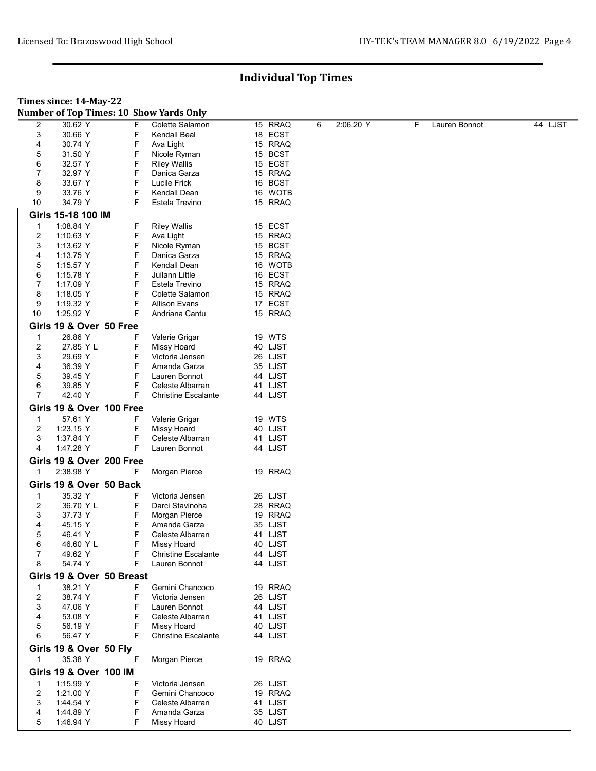## Individual Top Times

**Times since: 14-May-22**
**Number of Top Times: 10 Show Yards Only**

| | | | | | |
|---|---|---|---|---|---|
| 2 | 30.62 Y | F | Colette Salamon | 15 | RRAQ |
| 3 | 30.66 Y | F | Kendall Beal | 18 | ECST |
| 4 | 30.74 Y | F | Ava Light | 15 | RRAQ |
| 5 | 31.50 Y | F | Nicole Ryman | 15 | BCST |
| 6 | 32.57 Y | F | Riley Wallis | 15 | ECST |
| 7 | 32.97 Y | F | Danica Garza | 15 | RRAQ |
| 8 | 33.67 Y | F | Lucile Frick | 16 | BCST |
| 9 | 33.76 Y | F | Kendall Dean | 16 | WOTB |
| 10 | 34.79 Y | F | Estela Trevino | 15 | RRAQ |

### Girls 15-18 100 IM

| | | | | | |
|---|---|---|---|---|---|
| 1 | 1:08.84 Y | F | Riley Wallis | 15 | ECST |
| 2 | 1:10.63 Y | F | Ava Light | 15 | RRAQ |
| 3 | 1:13.62 Y | F | Nicole Ryman | 15 | BCST |
| 4 | 1:13.75 Y | F | Danica Garza | 15 | RRAQ |
| 5 | 1:15.57 Y | F | Kendall Dean | 16 | WOTB |
| 6 | 1:15.78 Y | F | Juilann Little | 16 | ECST |
| 7 | 1:17.09 Y | F | Estela Trevino | 15 | RRAQ |
| 8 | 1:18.05 Y | F | Colette Salamon | 15 | RRAQ |
| 9 | 1:19.32 Y | F | Allison Evans | 17 | ECST |
| 10 | 1:25.92 Y | F | Andriana Cantu | 15 | RRAQ |

### Girls 19 & Over 50 Free

| | | | | | |
|---|---|---|---|---|---|
| 1 | 26.86 Y | F | Valerie Grigar | 19 | WTS |
| 2 | 27.85 Y L | F | Missy Hoard | 40 | LJST |
| 3 | 29.69 Y | F | Victoria Jensen | 26 | LJST |
| 4 | 36.39 Y | F | Amanda Garza | 35 | LJST |
| 5 | 39.45 Y | F | Lauren Bonnot | 44 | LJST |
| 6 | 39.85 Y | F | Celeste Albarran | 41 | LJST |
| 7 | 42.40 Y | F | Christine Escalante | 44 | LJST |

### Girls 19 & Over 100 Free

| | | | | | |
|---|---|---|---|---|---|
| 1 | 57.61 Y | F | Valerie Grigar | 19 | WTS |
| 2 | 1:23.15 Y | F | Missy Hoard | 40 | LJST |
| 3 | 1:37.84 Y | F | Celeste Albarran | 41 | LJST |
| 4 | 1:47.28 Y | F | Lauren Bonnot | 44 | LJST |

### Girls 19 & Over 200 Free

| | | | | | |
|---|---|---|---|---|---|
| 1 | 2:38.98 Y | F | Morgan Pierce | 19 | RRAQ |

### Girls 19 & Over 50 Back

| | | | | | |
|---|---|---|---|---|---|
| 1 | 35.32 Y | F | Victoria Jensen | 26 | LJST |
| 2 | 36.70 Y L | F | Darci Stavinoha | 28 | RRAQ |
| 3 | 37.73 Y | F | Morgan Pierce | 19 | RRAQ |
| 4 | 45.15 Y | F | Amanda Garza | 35 | LJST |
| 5 | 46.41 Y | F | Celeste Albarran | 41 | LJST |
| 6 | 46.60 Y L | F | Missy Hoard | 40 | LJST |
| 7 | 49.62 Y | F | Christine Escalante | 44 | LJST |
| 8 | 54.74 Y | F | Lauren Bonnot | 44 | LJST |

### Girls 19 & Over 50 Breast

| | | | | | |
|---|---|---|---|---|---|
| 1 | 38.21 Y | F | Gemini Chancoco | 19 | RRAQ |
| 2 | 38.74 Y | F | Victoria Jensen | 26 | LJST |
| 3 | 47.06 Y | F | Lauren Bonnot | 44 | LJST |
| 4 | 53.08 Y | F | Celeste Albarran | 41 | LJST |
| 5 | 56.19 Y | F | Missy Hoard | 40 | LJST |
| 6 | 56.47 Y | F | Christine Escalante | 44 | LJST |

### Girls 19 & Over 50 Fly

| | | | | | |
|---|---|---|---|---|---|
| 1 | 35.38 Y | F | Morgan Pierce | 19 | RRAQ |

### Girls 19 & Over 100 IM

| | | | | | |
|---|---|---|---|---|---|
| 1 | 1:15.99 Y | F | Victoria Jensen | 26 | LJST |
| 2 | 1:21.00 Y | F | Gemini Chancoco | 19 | RRAQ |
| 3 | 1:44.54 Y | F | Celeste Albarran | 41 | LJST |
| 4 | 1:44.89 Y | F | Amanda Garza | 35 | LJST |
| 5 | 1:46.94 Y | F | Missy Hoard | 40 | LJST |

| | | | | | |
|---|---|---|---|---|---|
| 6 | 2:06.20 Y | F | Lauren Bonnot | 44 | LJST |